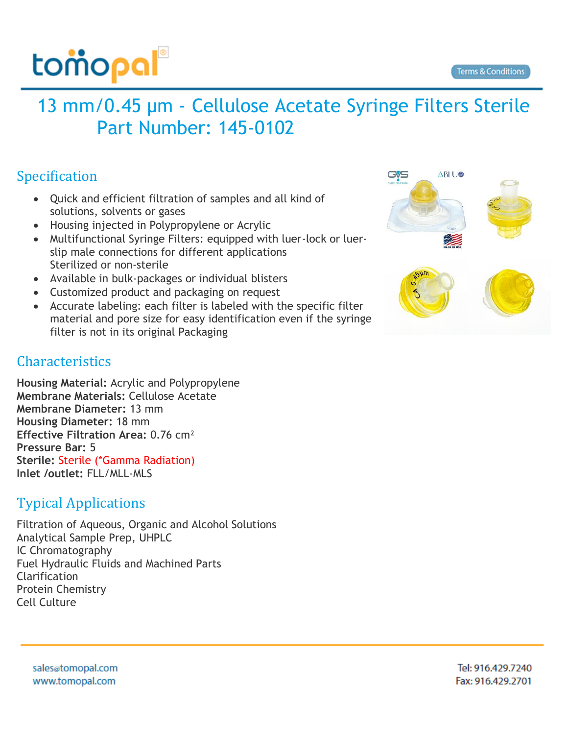# 13 mm/0.45 µm - Cellulose Acetate Syringe Filters Sterile Part Number: 145-0102

## Specification

- Quick and efficient filtration of samples and all kind of solutions, solvents or gases
- Housing injected in Polypropylene or Acrylic
- Multifunctional Syringe Filters: equipped with luer-lock or luer-slip male connections for different applications
  Sterilized or non-sterile
- Available in bulk-packages or individual blisters
- Customized product and packaging on request
- Accurate labeling: each filter is labeled with the specific filter material and pore size for easy identification even if the syringe filter is not in its original Packaging

## Characteristics

**Housing Material:** Acrylic and Polypropylene
**Membrane Materials:** Cellulose Acetate
**Membrane Diameter:** 13 mm
**Housing Diameter:** 18 mm
**Effective Filtration Area:** 0.76 $cm^2$
**Pressure Bar:** 5
**Sterile:** Sterile (*Gamma Radiation)
**Inlet /outlet:** FLL/MLL-MLS

## Typical Applications

Filtration of Aqueous, Organic and Alcohol Solutions
Analytical Sample Prep, UHPLC
IC Chromatography
Fuel Hydraulic Fluids and Machined Parts
Clarification
Protein Chemistry
Cell Culture

sales@tomopal.com
www.tomopal.com

Tel: 916.429.7240
Fax: 916.429.2701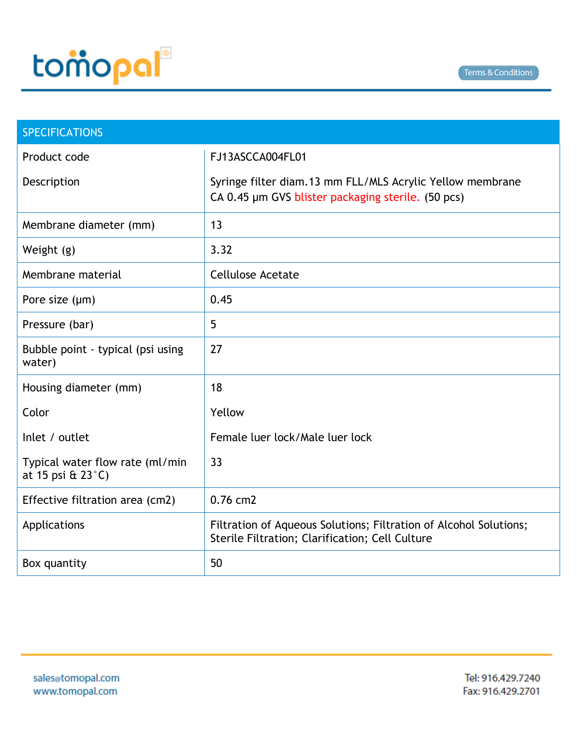| SPECIFICATIONS | |
|---|---|
| Product code | FJ13ASCCA004FL01 |
| Description | Syringe filter diam.13 mm FLL/MLS Acrylic Yellow membrane CA 0.45 µm GVS blister packaging sterile. (50 pcs) |
| Membrane diameter (mm) | 13 |
| Weight (g) | 3.32 |
| Membrane material | Cellulose Acetate |
| Pore size (µm) | 0.45 |
| Pressure (bar) | 5 |
| Bubble point - typical (psi using water) | 27 |
| Housing diameter (mm) | 18 |
| Color | Yellow |
| Inlet / outlet | Female luer lock/Male luer lock |
| Typical water flow rate (ml/min at 15 psi & 23°C) | 33 |
| Effective filtration area (cm2) | 0.76 cm2 |
| Applications | Filtration of Aqueous Solutions; Filtration of Alcohol Solutions; Sterile Filtration; Clarification; Cell Culture |
| Box quantity | 50 |

sales@tomopal.com
www.tomopal.com

Tel: 916.429.7240
Fax: 916.429.2701